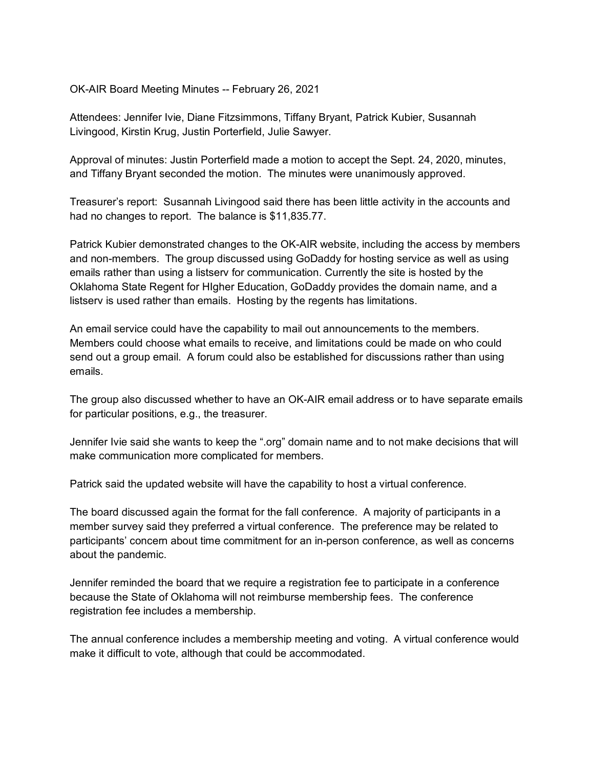OK-AIR Board Meeting Minutes -- February 26, 2021

Attendees: Jennifer Ivie, Diane Fitzsimmons, Tiffany Bryant, Patrick Kubier, Susannah Livingood, Kirstin Krug, Justin Porterfield, Julie Sawyer.

Approval of minutes: Justin Porterfield made a motion to accept the Sept. 24, 2020, minutes, and Tiffany Bryant seconded the motion. The minutes were unanimously approved.

Treasurer's report: Susannah Livingood said there has been little activity in the accounts and had no changes to report. The balance is $11,835.77.

Patrick Kubier demonstrated changes to the OK-AIR website, including the access by members and non-members. The group discussed using GoDaddy for hosting service as well as using emails rather than using a listserv for communication. Currently the site is hosted by the Oklahoma State Regent for HIgher Education, GoDaddy provides the domain name, and a listserv is used rather than emails. Hosting by the regents has limitations.

An email service could have the capability to mail out announcements to the members. Members could choose what emails to receive, and limitations could be made on who could send out a group email. A forum could also be established for discussions rather than using emails.

The group also discussed whether to have an OK-AIR email address or to have separate emails for particular positions, e.g., the treasurer.

Jennifer Ivie said she wants to keep the ".org" domain name and to not make decisions that will make communication more complicated for members.

Patrick said the updated website will have the capability to host a virtual conference.

The board discussed again the format for the fall conference. A majority of participants in a member survey said they preferred a virtual conference. The preference may be related to participants' concern about time commitment for an in-person conference, as well as concerns about the pandemic.

Jennifer reminded the board that we require a registration fee to participate in a conference because the State of Oklahoma will not reimburse membership fees. The conference registration fee includes a membership.

The annual conference includes a membership meeting and voting. A virtual conference would make it difficult to vote, although that could be accommodated.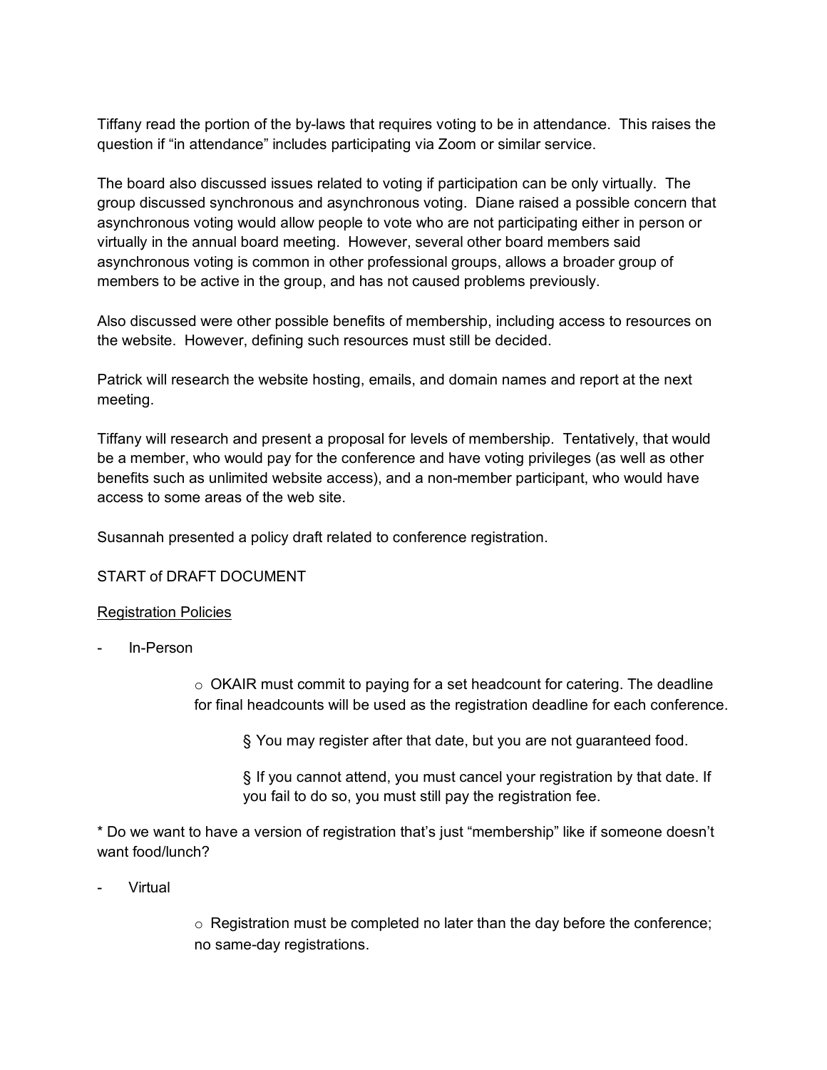Tiffany read the portion of the by-laws that requires voting to be in attendance. This raises the question if “in attendance” includes participating via Zoom or similar service.

The board also discussed issues related to voting if participation can be only virtually. The group discussed synchronous and asynchronous voting. Diane raised a possible concern that asynchronous voting would allow people to vote who are not participating either in person or virtually in the annual board meeting. However, several other board members said asynchronous voting is common in other professional groups, allows a broader group of members to be active in the group, and has not caused problems previously.

Also discussed were other possible benefits of membership, including access to resources on the website. However, defining such resources must still be decided.

Patrick will research the website hosting, emails, and domain names and report at the next meeting.

Tiffany will research and present a proposal for levels of membership. Tentatively, that would be a member, who would pay for the conference and have voting privileges (as well as other benefits such as unlimited website access), and a non-member participant, who would have access to some areas of the web site.

Susannah presented a policy draft related to conference registration.

START of DRAFT DOCUMENT

<u>Registration Policies</u>

- In-Person
    - OKAIR must commit to paying for a set headcount for catering. The deadline for final headcounts will be used as the registration deadline for each conference.
        - You may register after that date, but you are not guaranteed food.
        - If you cannot attend, you must cancel your registration by that date. If you fail to do so, you must still pay the registration fee.

* Do we want to have a version of registration that’s just “membership” like if someone doesn’t want food/lunch?

- Virtual
    - Registration must be completed no later than the day before the conference; no same-day registrations.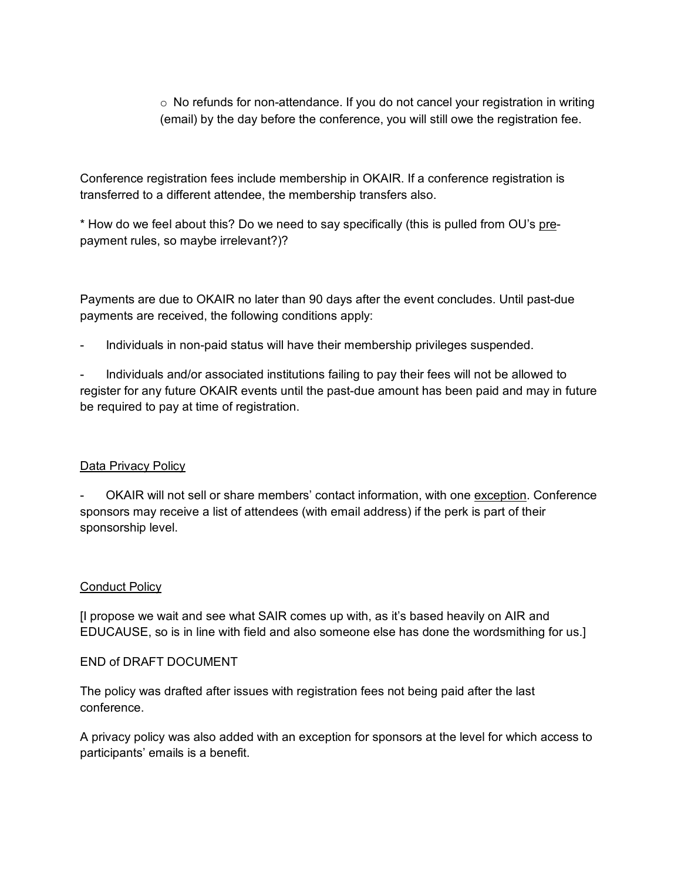- No refunds for non-attendance. If you do not cancel your registration in writing (email) by the day before the conference, you will still owe the registration fee.

Conference registration fees include membership in OKAIR. If a conference registration is transferred to a different attendee, the membership transfers also.

* How do we feel about this? Do we need to say specifically (this is pulled from OU's pre-payment rules, so maybe irrelevant?)?

Payments are due to OKAIR no later than 90 days after the event concludes. Until past-due payments are received, the following conditions apply:

- Individuals in non-paid status will have their membership privileges suspended.
- Individuals and/or associated institutions failing to pay their fees will not be allowed to register for any future OKAIR events until the past-due amount has been paid and may in future be required to pay at time of registration.

Data Privacy Policy

- OKAIR will not sell or share members' contact information, with one exception. Conference sponsors may receive a list of attendees (with email address) if the perk is part of their sponsorship level.

Conduct Policy

[I propose we wait and see what SAIR comes up with, as it's based heavily on AIR and EDUCAUSE, so is in line with field and also someone else has done the wordsmithing for us.]

END of DRAFT DOCUMENT

The policy was drafted after issues with registration fees not being paid after the last conference.

A privacy policy was also added with an exception for sponsors at the level for which access to participants' emails is a benefit.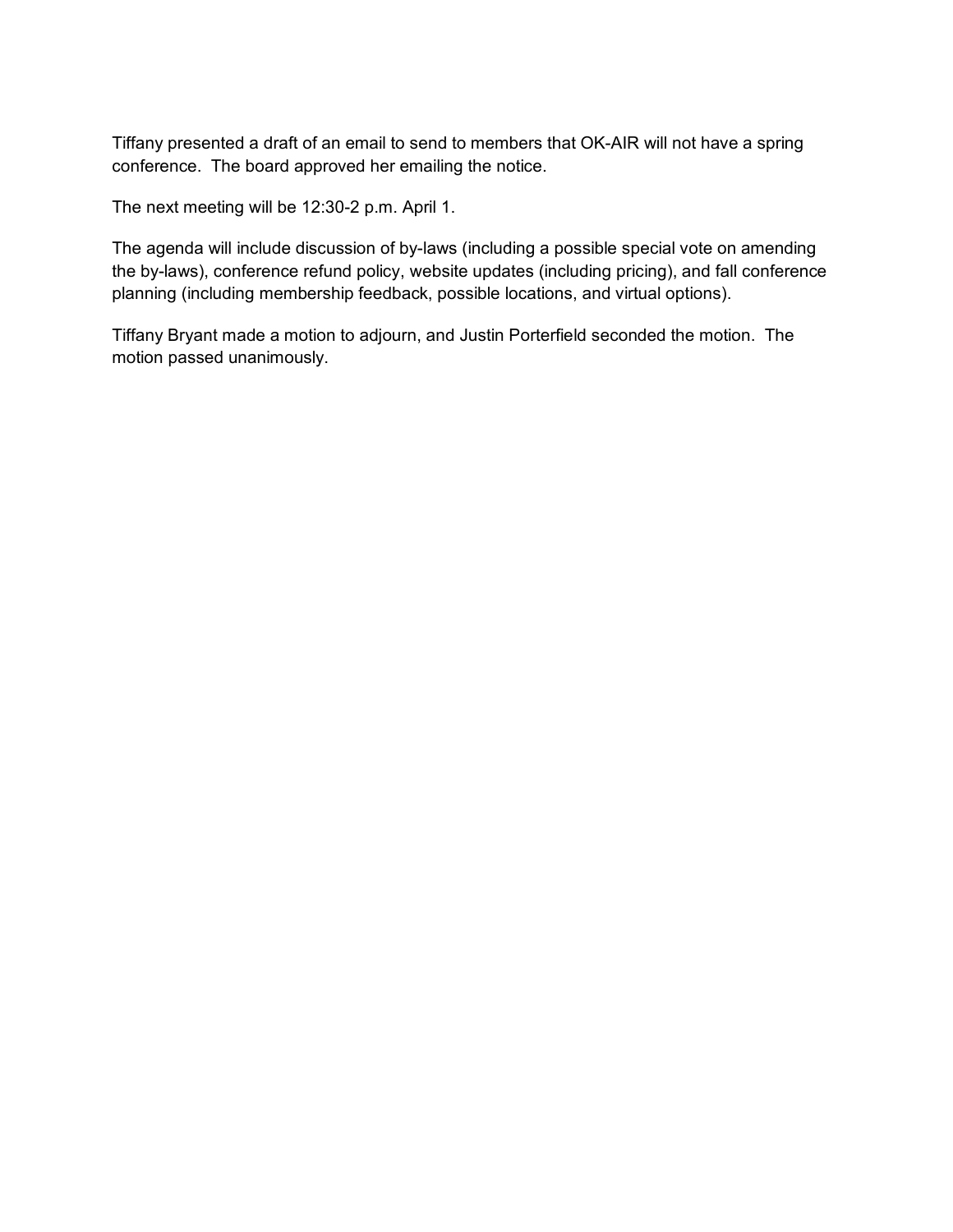Tiffany presented a draft of an email to send to members that OK-AIR will not have a spring conference. The board approved her emailing the notice.

The next meeting will be 12:30-2 p.m. April 1.

The agenda will include discussion of by-laws (including a possible special vote on amending the by-laws), conference refund policy, website updates (including pricing), and fall conference planning (including membership feedback, possible locations, and virtual options).

Tiffany Bryant made a motion to adjourn, and Justin Porterfield seconded the motion. The motion passed unanimously.